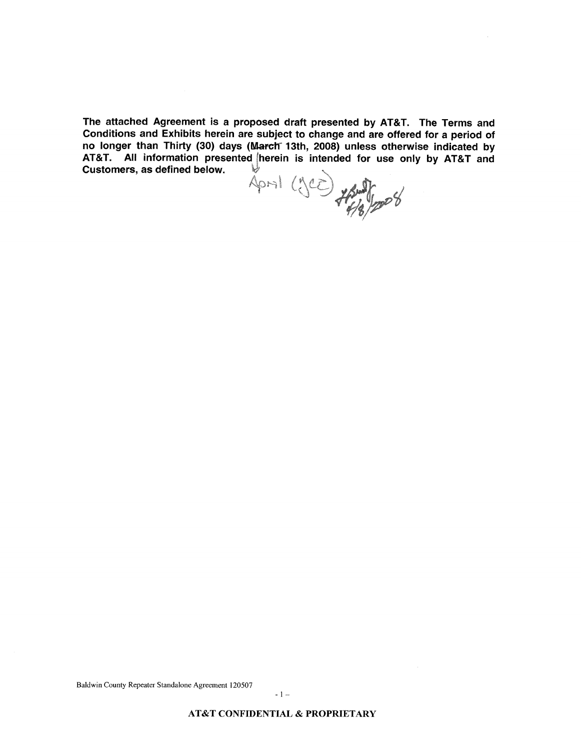**The attached Agreement is a proposed draft presented by AT&T. The Terms and Conditions and Exhibits herein are subject to change and are offered for a period of no longer than Thirty (30) days (~~March~~ 13th, 2008) unless otherwise indicated by AT&T. All information presented herein is intended for use only by AT&T and Customers, as defined below.**

April (JCE) 4/8/2008

Baldwin County Repeater Standalone Agreement 120507

**AT&T CONFIDENTIAL & PROPRIETARY**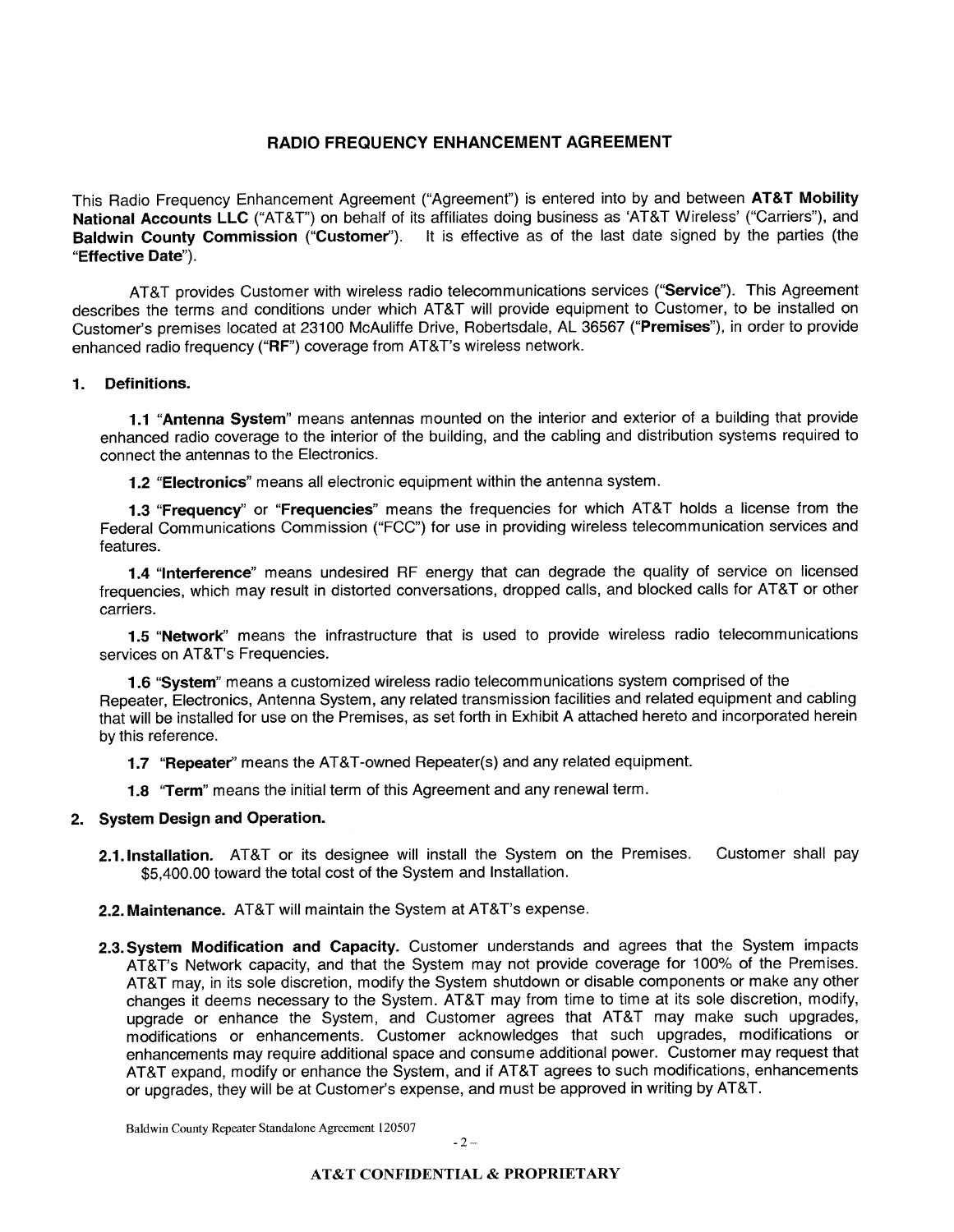# RADIO FREQUENCY ENHANCEMENT AGREEMENT

This Radio Frequency Enhancement Agreement ("Agreement") is entered into by and between **AT&T Mobility National Accounts LLC** ("AT&T") on behalf of its affiliates doing business as 'AT&T Wireless' ("Carriers"), and **Baldwin County Commission ("Customer")**. It is effective as of the last date signed by the parties (the "**Effective Date**").

AT&T provides Customer with wireless radio telecommunications services ("**Service**"). This Agreement describes the terms and conditions under which AT&T will provide equipment to Customer, to be installed on Customer's premises located at 23100 McAuliffe Drive, Robertsdale, AL 36567 ("**Premises**"), in order to provide enhanced radio frequency ("**RF**") coverage from AT&T's wireless network.

## 1. Definitions.

**1.1** "**Antenna System**" means antennas mounted on the interior and exterior of a building that provide enhanced radio coverage to the interior of the building, and the cabling and distribution systems required to connect the antennas to the Electronics.

**1.2** "**Electronics**" means all electronic equipment within the antenna system.

**1.3** "**Frequency**" or "**Frequencies**" means the frequencies for which AT&T holds a license from the Federal Communications Commission ("FCC") for use in providing wireless telecommunication services and features.

**1.4** "**Interference**" means undesired RF energy that can degrade the quality of service on licensed frequencies, which may result in distorted conversations, dropped calls, and blocked calls for AT&T or other carriers.

**1.5** "**Network**" means the infrastructure that is used to provide wireless radio telecommunications services on AT&T's Frequencies.

**1.6** "**System**" means a customized wireless radio telecommunications system comprised of the Repeater, Electronics, Antenna System, any related transmission facilities and related equipment and cabling that will be installed for use on the Premises, as set forth in Exhibit A attached hereto and incorporated herein by this reference.

**1.7** "**Repeater**" means the AT&T-owned Repeater(s) and any related equipment.

**1.8** "**Term**" means the initial term of this Agreement and any renewal term.

## 2. System Design and Operation.

**2.1. Installation.** AT&T or its designee will install the System on the Premises. Customer shall pay $5,400.00 toward the total cost of the System and Installation.

**2.2. Maintenance.** AT&T will maintain the System at AT&T's expense.

**2.3. System Modification and Capacity.** Customer understands and agrees that the System impacts AT&T's Network capacity, and that the System may not provide coverage for 100% of the Premises. AT&T may, in its sole discretion, modify the System shutdown or disable components or make any other changes it deems necessary to the System. AT&T may from time to time at its sole discretion, modify, upgrade or enhance the System, and Customer agrees that AT&T may make such upgrades, modifications or enhancements. Customer acknowledges that such upgrades, modifications or enhancements may require additional space and consume additional power. Customer may request that AT&T expand, modify or enhance the System, and if AT&T agrees to such modifications, enhancements or upgrades, they will be at Customer's expense, and must be approved in writing by AT&T.

Baldwin County Repeater Standalone Agreement 120507

**AT&T CONFIDENTIAL & PROPRIETARY**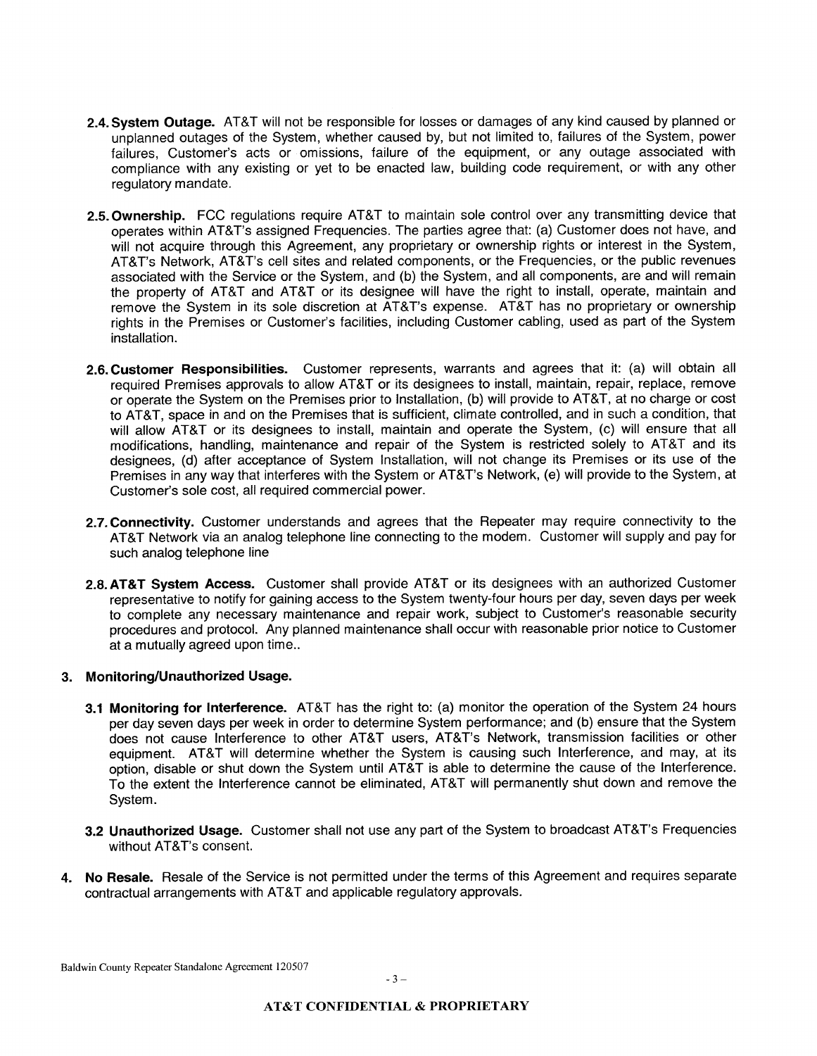**2.4. System Outage.** AT&T will not be responsible for losses or damages of any kind caused by planned or unplanned outages of the System, whether caused by, but not limited to, failures of the System, power failures, Customer's acts or omissions, failure of the equipment, or any outage associated with compliance with any existing or yet to be enacted law, building code requirement, or with any other regulatory mandate.

**2.5. Ownership.** FCC regulations require AT&T to maintain sole control over any transmitting device that operates within AT&T's assigned Frequencies. The parties agree that: (a) Customer does not have, and will not acquire through this Agreement, any proprietary or ownership rights or interest in the System, AT&T's Network, AT&T's cell sites and related components, or the Frequencies, or the public revenues associated with the Service or the System, and (b) the System, and all components, are and will remain the property of AT&T and AT&T or its designee will have the right to install, operate, maintain and remove the System in its sole discretion at AT&T's expense. AT&T has no proprietary or ownership rights in the Premises or Customer's facilities, including Customer cabling, used as part of the System installation.

**2.6. Customer Responsibilities.** Customer represents, warrants and agrees that it: (a) will obtain all required Premises approvals to allow AT&T or its designees to install, maintain, repair, replace, remove or operate the System on the Premises prior to Installation, (b) will provide to AT&T, at no charge or cost to AT&T, space in and on the Premises that is sufficient, climate controlled, and in such a condition, that will allow AT&T or its designees to install, maintain and operate the System, (c) will ensure that all modifications, handling, maintenance and repair of the System is restricted solely to AT&T and its designees, (d) after acceptance of System Installation, will not change its Premises or its use of the Premises in any way that interferes with the System or AT&T's Network, (e) will provide to the System, at Customer's sole cost, all required commercial power.

**2.7. Connectivity.** Customer understands and agrees that the Repeater may require connectivity to the AT&T Network via an analog telephone line connecting to the modem. Customer will supply and pay for such analog telephone line

**2.8. AT&T System Access.** Customer shall provide AT&T or its designees with an authorized Customer representative to notify for gaining access to the System twenty-four hours per day, seven days per week to complete any necessary maintenance and repair work, subject to Customer's reasonable security procedures and protocol. Any planned maintenance shall occur with reasonable prior notice to Customer at a mutually agreed upon time..

**3. Monitoring/Unauthorized Usage.**

**3.1 Monitoring for Interference.** AT&T has the right to: (a) monitor the operation of the System 24 hours per day seven days per week in order to determine System performance; and (b) ensure that the System does not cause Interference to other AT&T users, AT&T's Network, transmission facilities or other equipment. AT&T will determine whether the System is causing such Interference, and may, at its option, disable or shut down the System until AT&T is able to determine the cause of the Interference. To the extent the Interference cannot be eliminated, AT&T will permanently shut down and remove the System.

**3.2 Unauthorized Usage.** Customer shall not use any part of the System to broadcast AT&T's Frequencies without AT&T's consent.

**4. No Resale.** Resale of the Service is not permitted under the terms of this Agreement and requires separate contractual arrangements with AT&T and applicable regulatory approvals.

Baldwin County Repeater Standalone Agreement 120507

**AT&T CONFIDENTIAL & PROPRIETARY**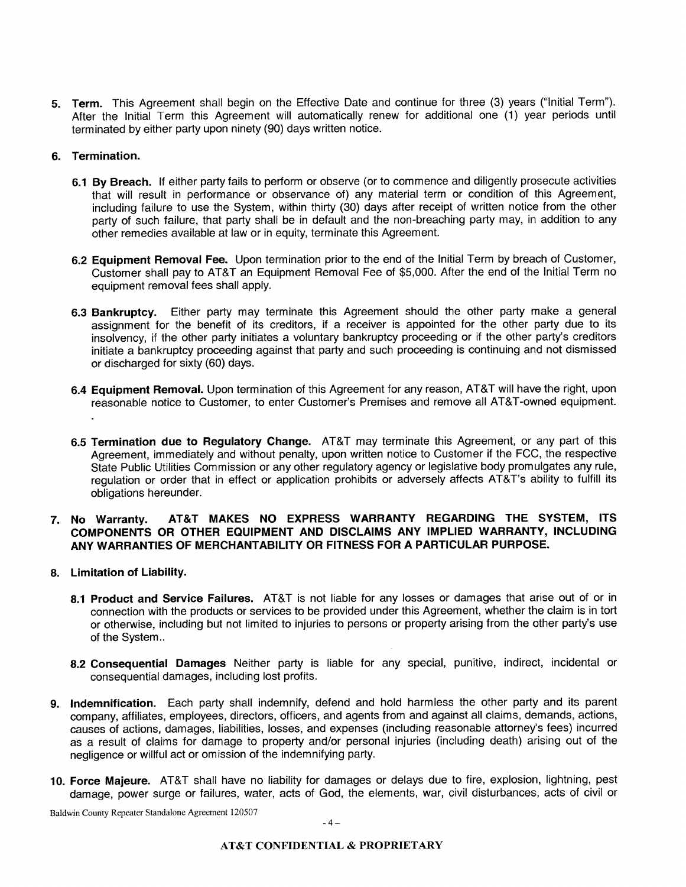5. **Term.** This Agreement shall begin on the Effective Date and continue for three (3) years ("Initial Term"). After the Initial Term this Agreement will automatically renew for additional one (1) year periods until terminated by either party upon ninety (90) days written notice.

6. **Termination.**

   **6.1 By Breach.** If either party fails to perform or observe (or to commence and diligently prosecute activities that will result in performance or observance of) any material term or condition of this Agreement, including failure to use the System, within thirty (30) days after receipt of written notice from the other party of such failure, that party shall be in default and the non-breaching party may, in addition to any other remedies available at law or in equity, terminate this Agreement.

   **6.2 Equipment Removal Fee.** Upon termination prior to the end of the Initial Term by breach of Customer, Customer shall pay to AT&T an Equipment Removal Fee of $5,000. After the end of the Initial Term no equipment removal fees shall apply.

   **6.3 Bankruptcy.** Either party may terminate this Agreement should the other party make a general assignment for the benefit of its creditors, if a receiver is appointed for the other party due to its insolvency, if the other party initiates a voluntary bankruptcy proceeding or if the other party's creditors initiate a bankruptcy proceeding against that party and such proceeding is continuing and not dismissed or discharged for sixty (60) days.

   **6.4 Equipment Removal.** Upon termination of this Agreement for any reason, AT&T will have the right, upon reasonable notice to Customer, to enter Customer's Premises and remove all AT&T-owned equipment.

   **6.5 Termination due to Regulatory Change.** AT&T may terminate this Agreement, or any part of this Agreement, immediately and without penalty, upon written notice to Customer if the FCC, the respective State Public Utilities Commission or any other regulatory agency or legislative body promulgates any rule, regulation or order that in effect or application prohibits or adversely affects AT&T's ability to fulfill its obligations hereunder.

7. **No Warranty. AT&T MAKES NO EXPRESS WARRANTY REGARDING THE SYSTEM, ITS COMPONENTS OR OTHER EQUIPMENT AND DISCLAIMS ANY IMPLIED WARRANTY, INCLUDING ANY WARRANTIES OF MERCHANTABILITY OR FITNESS FOR A PARTICULAR PURPOSE.**

8. **Limitation of Liability.**

   **8.1 Product and Service Failures.** AT&T is not liable for any losses or damages that arise out of or in connection with the products or services to be provided under this Agreement, whether the claim is in tort or otherwise, including but not limited to injuries to persons or property arising from the other party's use of the System..

   **8.2 Consequential Damages** Neither party is liable for any special, punitive, indirect, incidental or consequential damages, including lost profits.

9. **Indemnification.** Each party shall indemnify, defend and hold harmless the other party and its parent company, affiliates, employees, directors, officers, and agents from and against all claims, demands, actions, causes of actions, damages, liabilities, losses, and expenses (including reasonable attorney's fees) incurred as a result of claims for damage to property and/or personal injuries (including death) arising out of the negligence or willful act or omission of the indemnifying party.

10. **Force Majeure.** AT&T shall have no liability for damages or delays due to fire, explosion, lightning, pest damage, power surge or failures, water, acts of God, the elements, war, civil disturbances, acts of civil or

Baldwin County Repeater Standalone Agreement 120507

**AT&T CONFIDENTIAL & PROPRIETARY**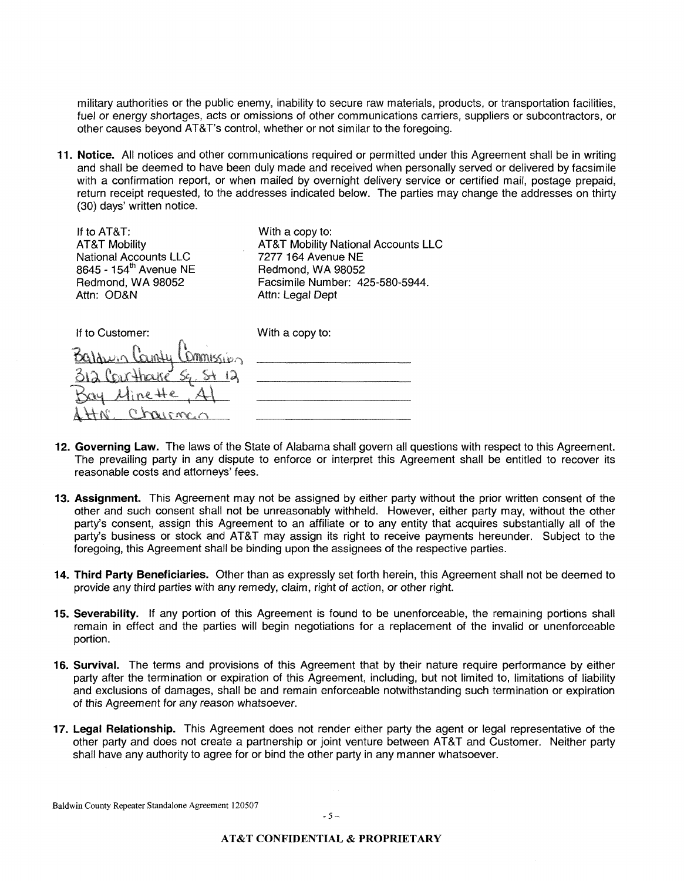military authorities or the public enemy, inability to secure raw materials, products, or transportation facilities, fuel or energy shortages, acts or omissions of other communications carriers, suppliers or subcontractors, or other causes beyond AT&T's control, whether or not similar to the foregoing.

11. **Notice.** All notices and other communications required or permitted under this Agreement shall be in writing and shall be deemed to have been duly made and received when personally served or delivered by facsimile with a confirmation report, or when mailed by overnight delivery service or certified mail, postage prepaid, return receipt requested, to the addresses indicated below. The parties may change the addresses on thirty (30) days' written notice.

| If to AT&T: | With a copy to: |
|---|---|
| AT&T Mobility | AT&T Mobility National Accounts LLC |
| National Accounts LLC | 7277 164 Avenue NE |
| 8645 - 154th Avenue NE | Redmond, WA 98052 |
| Redmond, WA 98052 | Facsimile Number: 425-580-5944. |
| Attn: OD&N | Attn: Legal Dept |

| If to Customer: | With a copy to: |
|---|---|
| Baldwin County Commission | |
| 312 Courthouse Sq. St 12 | |
| Bay Minette, Al | |
| Attn: Chairman | |

12. **Governing Law.** The laws of the State of Alabama shall govern all questions with respect to this Agreement. The prevailing party in any dispute to enforce or interpret this Agreement shall be entitled to recover its reasonable costs and attorneys' fees.

13. **Assignment.** This Agreement may not be assigned by either party without the prior written consent of the other and such consent shall not be unreasonably withheld. However, either party may, without the other party's consent, assign this Agreement to an affiliate or to any entity that acquires substantially all of the party's business or stock and AT&T may assign its right to receive payments hereunder. Subject to the foregoing, this Agreement shall be binding upon the assignees of the respective parties.

14. **Third Party Beneficiaries.** Other than as expressly set forth herein, this Agreement shall not be deemed to provide any third parties with any remedy, claim, right of action, or other right.

15. **Severability.** If any portion of this Agreement is found to be unenforceable, the remaining portions shall remain in effect and the parties will begin negotiations for a replacement of the invalid or unenforceable portion.

16. **Survival.** The terms and provisions of this Agreement that by their nature require performance by either party after the termination or expiration of this Agreement, including, but not limited to, limitations of liability and exclusions of damages, shall be and remain enforceable notwithstanding such termination or expiration of this Agreement for any reason whatsoever.

17. **Legal Relationship.** This Agreement does not render either party the agent or legal representative of the other party and does not create a partnership or joint venture between AT&T and Customer. Neither party shall have any authority to agree for or bind the other party in any manner whatsoever.

Baldwin County Repeater Standalone Agreement 120507

**AT&T CONFIDENTIAL & PROPRIETARY**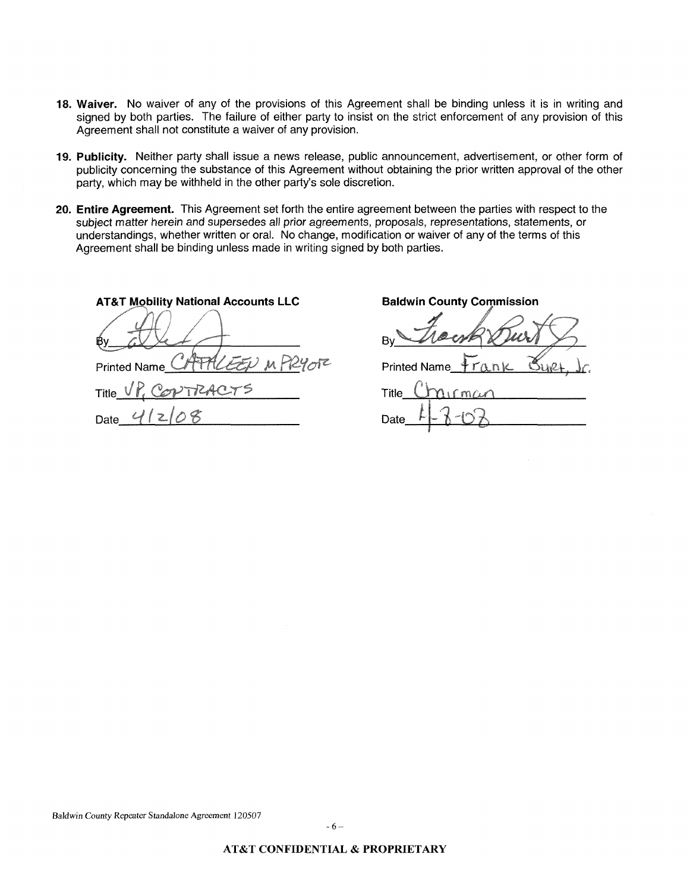**18. Waiver.** No waiver of any of the provisions of this Agreement shall be binding unless it is in writing and signed by both parties. The failure of either party to insist on the strict enforcement of any provision of this Agreement shall not constitute a waiver of any provision.

**19. Publicity.** Neither party shall issue a news release, public announcement, advertisement, or other form of publicity concerning the substance of this Agreement without obtaining the prior written approval of the other party, which may be withheld in the other party's sole discretion.

**20. Entire Agreement.** This Agreement set forth the entire agreement between the parties with respect to the subject matter herein and supersedes all prior agreements, proposals, representations, statements, or understandings, whether written or oral. No change, modification or waiver of any of the terms of this Agreement shall be binding unless made in writing signed by both parties.

| **AT&T Mobility National Accounts LLC** | **Baldwin County Commission** |
|---|---|
| By [signature] | By [signature] |
| Printed Name CATHLEEN M PRYOR | Printed Name Frank Burt, Jr. |
| Title VP, CONTRACTS | Title Chairman |
| Date 4/2/08 | Date 4-8-08 |

Baldwin County Repeater Standalone Agreement 120507

**AT&T CONFIDENTIAL & PROPRIETARY**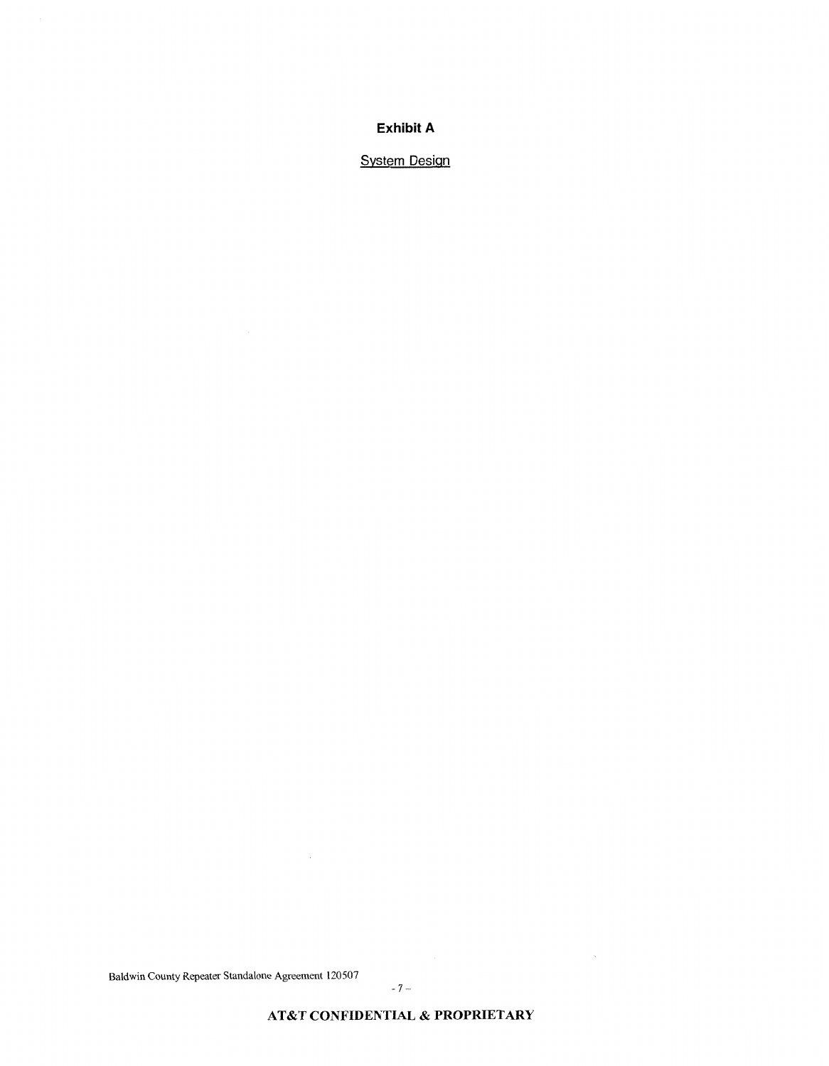# Exhibit A

System Design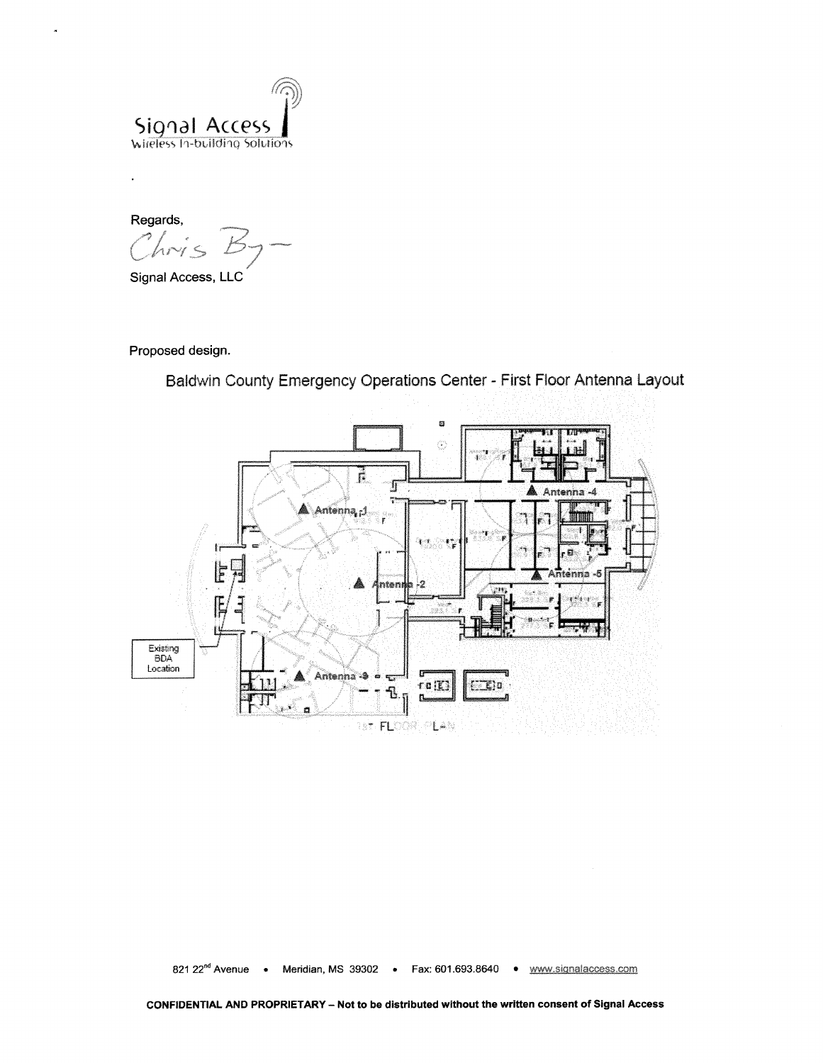Signal Access
Wireless In-building Solutions

.

Regards,

Chris B

Signal Access, LLC

Proposed design.

Baldwin County Emergency Operations Center - First Floor Antenna Layout

Antenna -1

Antenna -2

Antenna -4

Antenna -5

Antenna -9

Existing BDA Location

1ST FLOOR PLAN

821 22nd Avenue • Meridian, MS 39302 • Fax: 601.693.8640 • www.signalaccess.com

**CONFIDENTIAL AND PROPRIETARY – Not to be distributed without the written consent of Signal Access**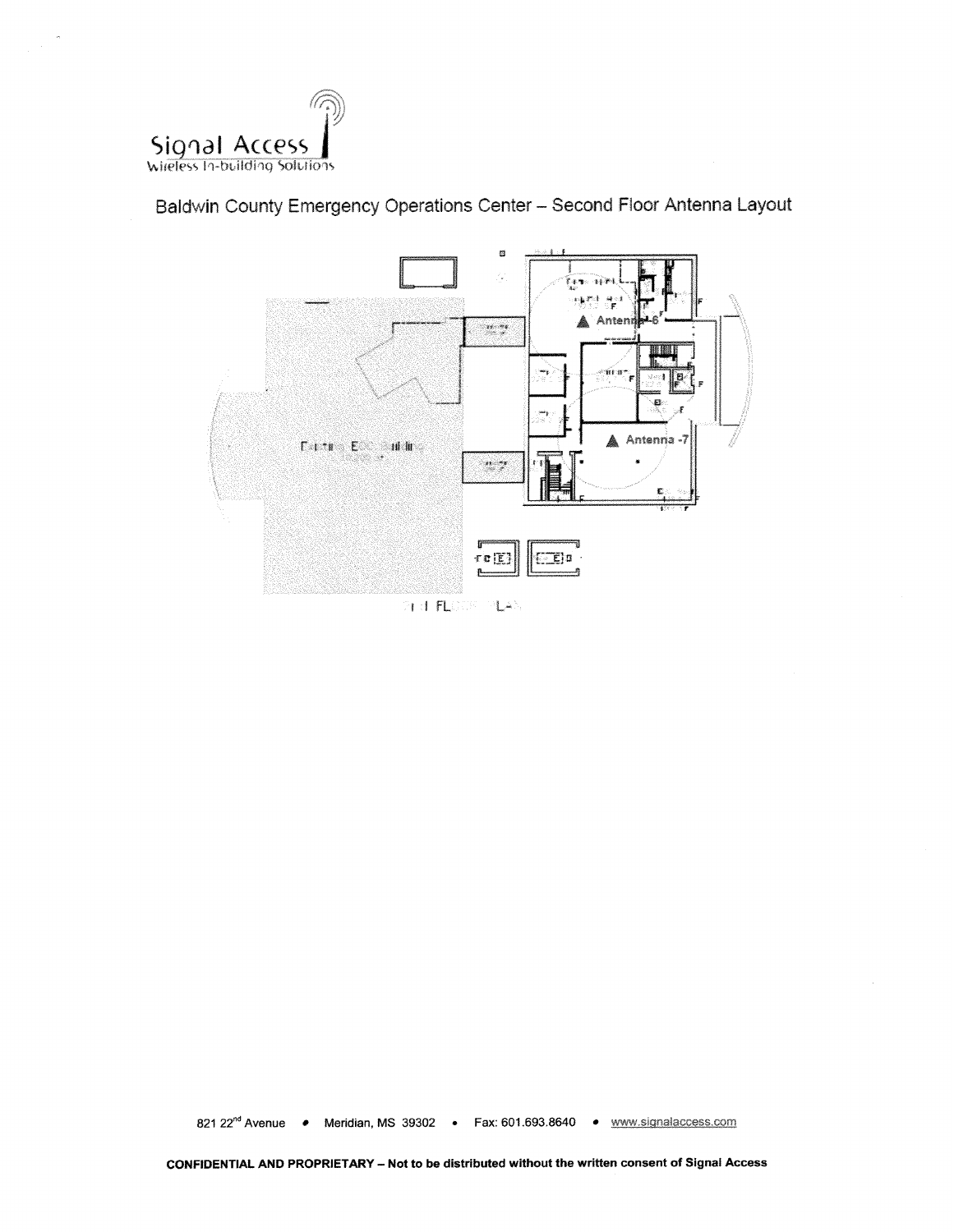Signal Access
Wireless In-building Solutions

Baldwin County Emergency Operations Center – Second Floor Antenna Layout

Antenna -6

Antenna -7

Existing EOC Building

821 22nd Avenue • Meridian, MS 39302 • Fax: 601.693.8640 • www.signalaccess.com

**CONFIDENTIAL AND PROPRIETARY – Not to be distributed without the written consent of Signal Access**